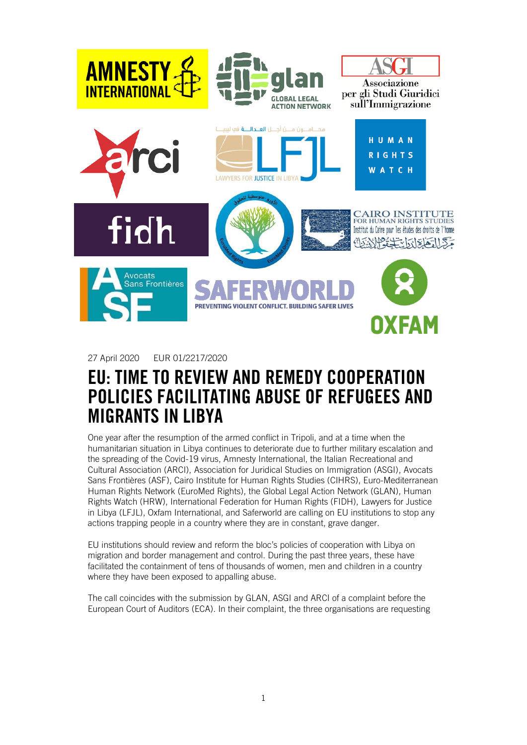27 April 2020 EUR 01/2217/2020

# EU: TIME TO REVIEW AND REMEDY COOPERATION POLICIES FACILITATING ABUSE OF REFUGEES AND MIGRANTS IN LIBYA

One year after the resumption of the armed conflict in Tripoli, and at a time when the humanitarian situation in Libya continues to deteriorate due to further military escalation and the spreading of the Covid-19 virus, Amnesty International, the Italian Recreational and Cultural Association (ARCI), Association for Juridical Studies on Immigration (ASGI), Avocats Sans Frontières (ASF), Cairo Institute for Human Rights Studies (CIHRS), Euro-Mediterranean Human Rights Network (EuroMed Rights), the Global Legal Action Network (GLAN), Human Rights Watch (HRW), International Federation for Human Rights (FIDH), Lawyers for Justice in Libya (LFJL), Oxfam International, and Saferworld are calling on EU institutions to stop any actions trapping people in a country where they are in constant, grave danger.

EU institutions should review and reform the bloc's policies of cooperation with Libya on migration and border management and control. During the past three years, these have facilitated the containment of tens of thousands of women, men and children in a country where they have been exposed to appalling abuse.

The call coincides with the submission by GLAN, ASGI and ARCI of a complaint before the European Court of Auditors (ECA). In their complaint, the three organisations are requesting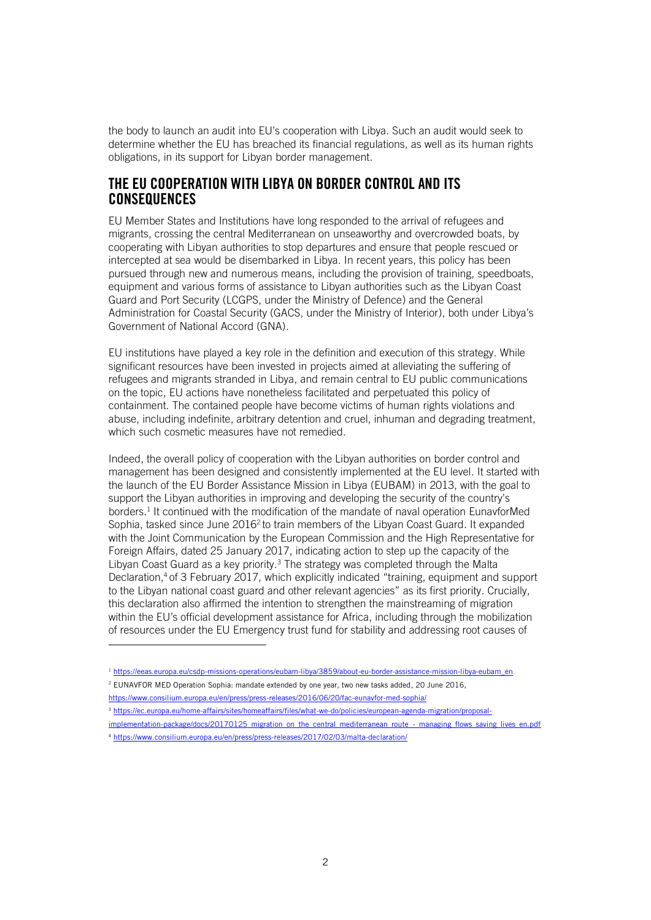the body to launch an audit into EU's cooperation with Libya. Such an audit would seek to determine whether the EU has breached its financial regulations, as well as its human rights obligations, in its support for Libyan border management.

## THE EU COOPERATION WITH LIBYA ON BORDER CONTROL AND ITS CONSEQUENCES

EU Member States and Institutions have long responded to the arrival of refugees and migrants, crossing the central Mediterranean on unseaworthy and overcrowded boats, by cooperating with Libyan authorities to stop departures and ensure that people rescued or intercepted at sea would be disembarked in Libya. In recent years, this policy has been pursued through new and numerous means, including the provision of training, speedboats, equipment and various forms of assistance to Libyan authorities such as the Libyan Coast Guard and Port Security (LCGPS, under the Ministry of Defence) and the General Administration for Coastal Security (GACS, under the Ministry of Interior), both under Libya's Government of National Accord (GNA).

EU institutions have played a key role in the definition and execution of this strategy. While significant resources have been invested in projects aimed at alleviating the suffering of refugees and migrants stranded in Libya, and remain central to EU public communications on the topic, EU actions have nonetheless facilitated and perpetuated this policy of containment. The contained people have become victims of human rights violations and abuse, including indefinite, arbitrary detention and cruel, inhuman and degrading treatment, which such cosmetic measures have not remedied.

Indeed, the overall policy of cooperation with the Libyan authorities on border control and management has been designed and consistently implemented at the EU level. It started with the launch of the EU Border Assistance Mission in Libya (EUBAM) in 2013, with the goal to support the Libyan authorities in improving and developing the security of the country's borders.[1] It continued with the modification of the mandate of naval operation EunavforMed Sophia, tasked since June 2016[2] to train members of the Libyan Coast Guard. It expanded with the Joint Communication by the European Commission and the High Representative for Foreign Affairs, dated 25 January 2017, indicating action to step up the capacity of the Libyan Coast Guard as a key priority.[3] The strategy was completed through the Malta Declaration,[4] of 3 February 2017, which explicitly indicated "training, equipment and support to the Libyan national coast guard and other relevant agencies" as its first priority. Crucially, this declaration also affirmed the intention to strengthen the mainstreaming of migration within the EU's official development assistance for Africa, including through the mobilization of resources under the EU Emergency trust fund for stability and addressing root causes of

---

[1] https://eeas.europa.eu/csdp-missions-operations/eubam-libya/3859/about-eu-border-assistance-mission-libya-eubam_en

[2] EUNAVFOR MED Operation Sophia: mandate extended by one year, two new tasks added, 20 June 2016, https://www.consilium.europa.eu/en/press/press-releases/2016/06/20/fac-eunavfor-med-sophia/

[3] https://ec.europa.eu/home-affairs/sites/homeaffairs/files/what-we-do/policies/european-agenda-migration/proposal-implementation-package/docs/20170125_migration_on_the_central_mediterranean_route_-_managing_flows_saving_lives_en.pdf

[4] https://www.consilium.europa.eu/en/press/press-releases/2017/02/03/malta-declaration/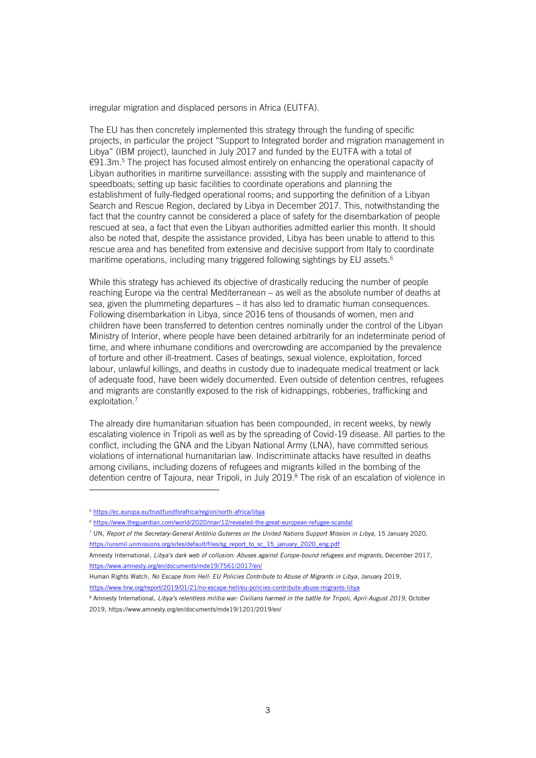irregular migration and displaced persons in Africa (EUTFA).

The EU has then concretely implemented this strategy through the funding of specific projects, in particular the project "Support to Integrated border and migration management in Libya" (IBM project), launched in July 2017 and funded by the EUTFA with a total of €91.3m.[5] The project has focused almost entirely on enhancing the operational capacity of Libyan authorities in maritime surveillance: assisting with the supply and maintenance of speedboats; setting up basic facilities to coordinate operations and planning the establishment of fully-fledged operational rooms; and supporting the definition of a Libyan Search and Rescue Region, declared by Libya in December 2017. This, notwithstanding the fact that the country cannot be considered a place of safety for the disembarkation of people rescued at sea, a fact that even the Libyan authorities admitted earlier this month. It should also be noted that, despite the assistance provided, Libya has been unable to attend to this rescue area and has benefited from extensive and decisive support from Italy to coordinate maritime operations, including many triggered following sightings by EU assets.[6]

While this strategy has achieved its objective of drastically reducing the number of people reaching Europe via the central Mediterranean – as well as the absolute number of deaths at sea, given the plummeting departures – it has also led to dramatic human consequences. Following disembarkation in Libya, since 2016 tens of thousands of women, men and children have been transferred to detention centres nominally under the control of the Libyan Ministry of Interior, where people have been detained arbitrarily for an indeterminate period of time, and where inhumane conditions and overcrowding are accompanied by the prevalence of torture and other ill-treatment. Cases of beatings, sexual violence, exploitation, forced labour, unlawful killings, and deaths in custody due to inadequate medical treatment or lack of adequate food, have been widely documented. Even outside of detention centres, refugees and migrants are constantly exposed to the risk of kidnappings, robberies, trafficking and exploitation.[7]

The already dire humanitarian situation has been compounded, in recent weeks, by newly escalating violence in Tripoli as well as by the spreading of Covid-19 disease. All parties to the conflict, including the GNA and the Libyan National Army (LNA), have committed serious violations of international humanitarian law. Indiscriminate attacks have resulted in deaths among civilians, including dozens of refugees and migrants killed in the bombing of the detention centre of Tajoura, near Tripoli, in July 2019.[8] The risk of an escalation of violence in

---

[5] https://ec.europa.eu/trustfundforafrica/region/north-africa/libya

[6] https://www.theguardian.com/world/2020/mar/12/revealed-the-great-european-refugee-scandal

[7] UN, *Report of the Secretary-General António Guterres on the United Nations Support Mission in Libya*, 15 January 2020, https://unsmil.unmissions.org/sites/default/files/sg_report_to_sc_15_january_2020_eng.pdf

Amnesty International, *Libya's dark web of collusion: Abuses against Europe-bound refugees and migrants*, December 2017, https://www.amnesty.org/en/documents/mde19/7561/2017/en/

Human Rights Watch, *No Escape from Hell: EU Policies Contribute to Abuse of Migrants in Libya*, January 2019, https://www.hrw.org/report/2019/01/21/no-escape-hell/eu-policies-contribute-abuse-migrants-libya

[8] Amnesty International, *Libya's relentless militia war: Civilians harmed in the battle for Tripoli, April-August 2019*, October 2019, https://www.amnesty.org/en/documents/mde19/1201/2019/en/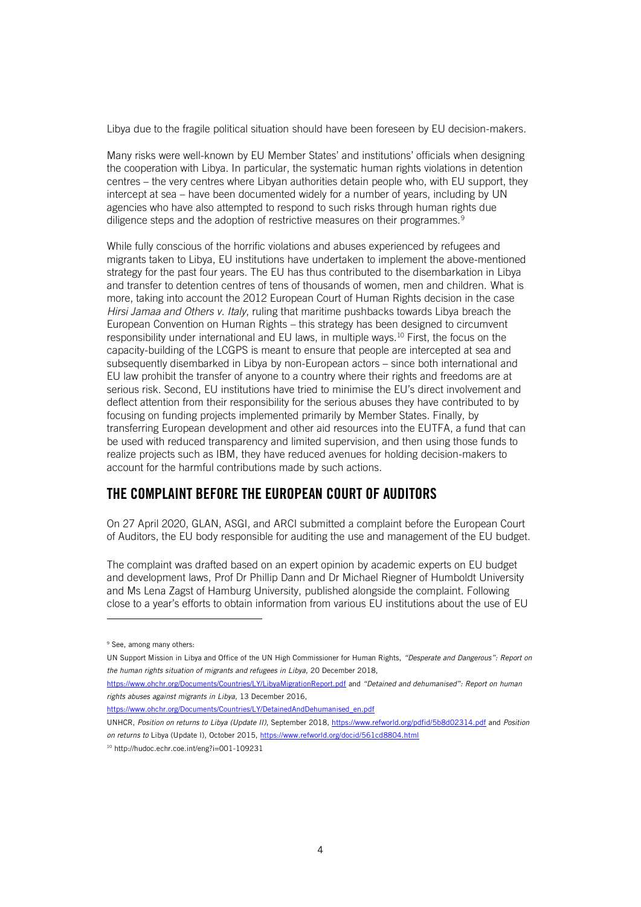Libya due to the fragile political situation should have been foreseen by EU decision-makers.

Many risks were well-known by EU Member States' and institutions' officials when designing the cooperation with Libya. In particular, the systematic human rights violations in detention centres – the very centres where Libyan authorities detain people who, with EU support, they intercept at sea – have been documented widely for a number of years, including by UN agencies who have also attempted to respond to such risks through human rights due diligence steps and the adoption of restrictive measures on their programmes.[9]

While fully conscious of the horrific violations and abuses experienced by refugees and migrants taken to Libya, EU institutions have undertaken to implement the above-mentioned strategy for the past four years. The EU has thus contributed to the disembarkation in Libya and transfer to detention centres of tens of thousands of women, men and children. What is more, taking into account the 2012 European Court of Human Rights decision in the case *Hirsi Jamaa and Others v. Italy*, ruling that maritime pushbacks towards Libya breach the European Convention on Human Rights – this strategy has been designed to circumvent responsibility under international and EU laws, in multiple ways.[10] First, the focus on the capacity-building of the LCGPS is meant to ensure that people are intercepted at sea and subsequently disembarked in Libya by non-European actors – since both international and EU law prohibit the transfer of anyone to a country where their rights and freedoms are at serious risk. Second, EU institutions have tried to minimise the EU's direct involvement and deflect attention from their responsibility for the serious abuses they have contributed to by focusing on funding projects implemented primarily by Member States. Finally, by transferring European development and other aid resources into the EUTFA, a fund that can be used with reduced transparency and limited supervision, and then using those funds to realize projects such as IBM, they have reduced avenues for holding decision-makers to account for the harmful contributions made by such actions.

## THE COMPLAINT BEFORE THE EUROPEAN COURT OF AUDITORS

On 27 April 2020, GLAN, ASGI, and ARCI submitted a complaint before the European Court of Auditors, the EU body responsible for auditing the use and management of the EU budget.

The complaint was drafted based on an expert opinion by academic experts on EU budget and development laws, Prof Dr Phillip Dann and Dr Michael Riegner of Humboldt University and Ms Lena Zagst of Hamburg University, published alongside the complaint. Following close to a year's efforts to obtain information from various EU institutions about the use of EU

---

[9] See, among many others:

UN Support Mission in Libya and Office of the UN High Commissioner for Human Rights, *"Desperate and Dangerous": Report on the human rights situation of migrants and refugees in Libya*, 20 December 2018, https://www.ohchr.org/Documents/Countries/LY/LibyaMigrationReport.pdf and *"Detained and dehumanised": Report on human rights abuses against migrants in Libya*, 13 December 2016, https://www.ohchr.org/Documents/Countries/LY/DetainedAndDehumanised_en.pdf

UNHCR, *Position on returns to Libya (Update II)*, September 2018, https://www.refworld.org/pdfid/5b8d02314.pdf and *Position on returns to* Libya (Update I), October 2015, https://www.refworld.org/docid/561cd8804.html

[10] http://hudoc.echr.coe.int/eng?i=001-109231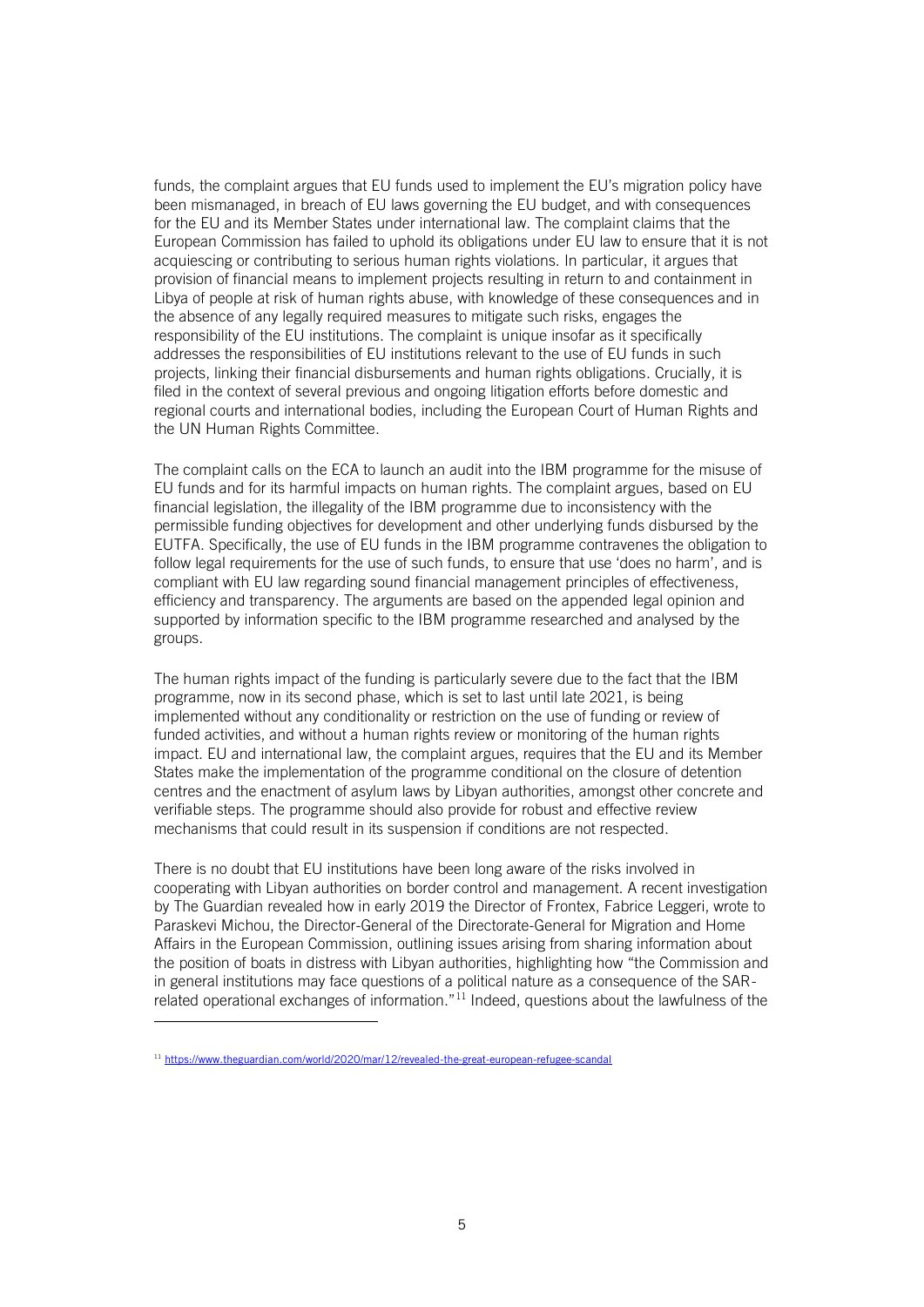funds, the complaint argues that EU funds used to implement the EU's migration policy have been mismanaged, in breach of EU laws governing the EU budget, and with consequences for the EU and its Member States under international law. The complaint claims that the European Commission has failed to uphold its obligations under EU law to ensure that it is not acquiescing or contributing to serious human rights violations. In particular, it argues that provision of financial means to implement projects resulting in return to and containment in Libya of people at risk of human rights abuse, with knowledge of these consequences and in the absence of any legally required measures to mitigate such risks, engages the responsibility of the EU institutions. The complaint is unique insofar as it specifically addresses the responsibilities of EU institutions relevant to the use of EU funds in such projects, linking their financial disbursements and human rights obligations. Crucially, it is filed in the context of several previous and ongoing litigation efforts before domestic and regional courts and international bodies, including the European Court of Human Rights and the UN Human Rights Committee.

The complaint calls on the ECA to launch an audit into the IBM programme for the misuse of EU funds and for its harmful impacts on human rights. The complaint argues, based on EU financial legislation, the illegality of the IBM programme due to inconsistency with the permissible funding objectives for development and other underlying funds disbursed by the EUTFA. Specifically, the use of EU funds in the IBM programme contravenes the obligation to follow legal requirements for the use of such funds, to ensure that use 'does no harm', and is compliant with EU law regarding sound financial management principles of effectiveness, efficiency and transparency. The arguments are based on the appended legal opinion and supported by information specific to the IBM programme researched and analysed by the groups.

The human rights impact of the funding is particularly severe due to the fact that the IBM programme, now in its second phase, which is set to last until late 2021, is being implemented without any conditionality or restriction on the use of funding or review of funded activities, and without a human rights review or monitoring of the human rights impact. EU and international law, the complaint argues, requires that the EU and its Member States make the implementation of the programme conditional on the closure of detention centres and the enactment of asylum laws by Libyan authorities, amongst other concrete and verifiable steps. The programme should also provide for robust and effective review mechanisms that could result in its suspension if conditions are not respected.

There is no doubt that EU institutions have been long aware of the risks involved in cooperating with Libyan authorities on border control and management. A recent investigation by The Guardian revealed how in early 2019 the Director of Frontex, Fabrice Leggeri, wrote to Paraskevi Michou, the Director-General of the Directorate-General for Migration and Home Affairs in the European Commission, outlining issues arising from sharing information about the position of boats in distress with Libyan authorities, highlighting how "the Commission and in general institutions may face questions of a political nature as a consequence of the SAR-related operational exchanges of information."[11] Indeed, questions about the lawfulness of the

[11] https://www.theguardian.com/world/2020/mar/12/revealed-the-great-european-refugee-scandal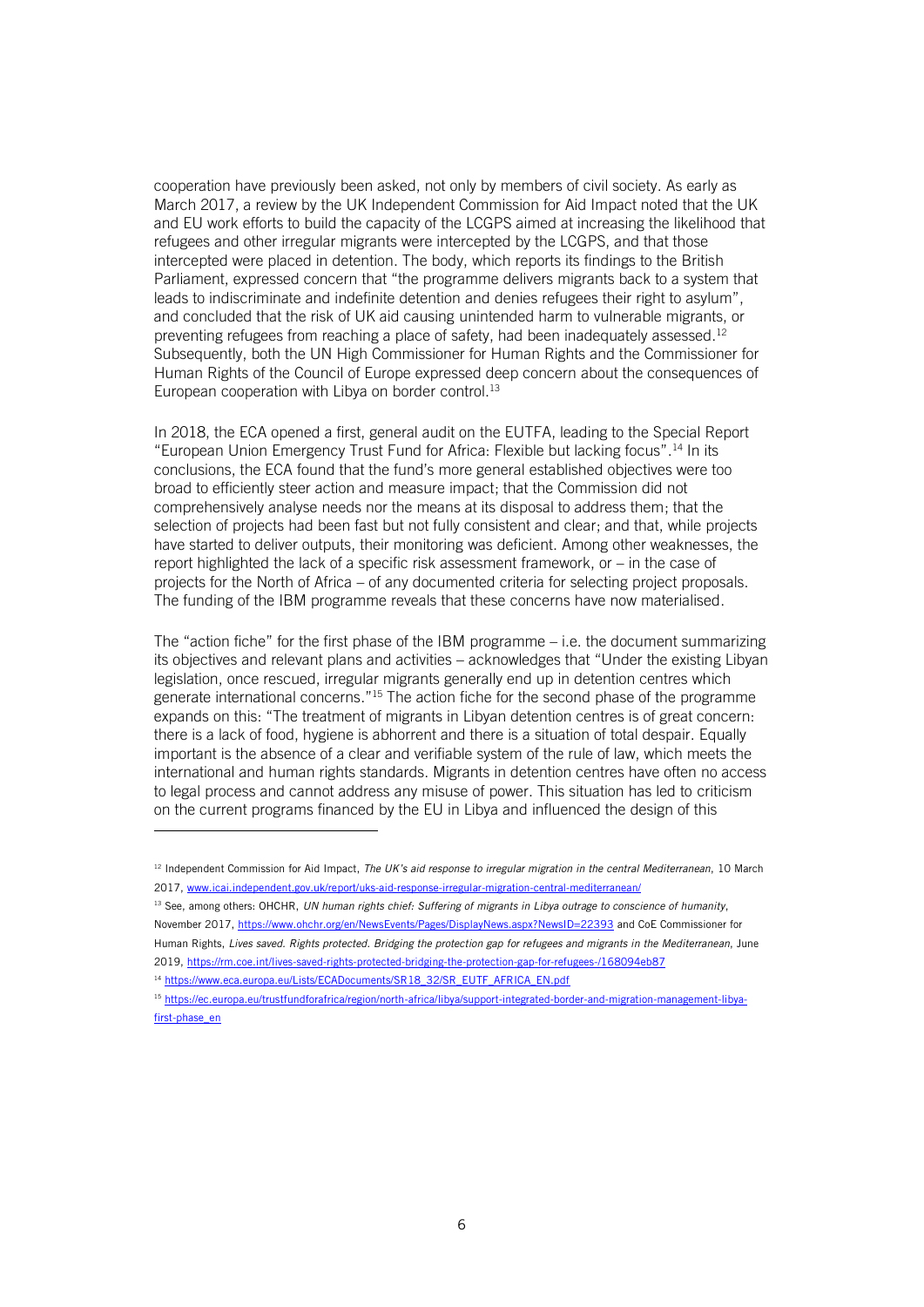cooperation have previously been asked, not only by members of civil society. As early as March 2017, a review by the UK Independent Commission for Aid Impact noted that the UK and EU work efforts to build the capacity of the LCGPS aimed at increasing the likelihood that refugees and other irregular migrants were intercepted by the LCGPS, and that those intercepted were placed in detention. The body, which reports its findings to the British Parliament, expressed concern that "the programme delivers migrants back to a system that leads to indiscriminate and indefinite detention and denies refugees their right to asylum", and concluded that the risk of UK aid causing unintended harm to vulnerable migrants, or preventing refugees from reaching a place of safety, had been inadequately assessed.[12] Subsequently, both the UN High Commissioner for Human Rights and the Commissioner for Human Rights of the Council of Europe expressed deep concern about the consequences of European cooperation with Libya on border control.[13]

In 2018, the ECA opened a first, general audit on the EUTFA, leading to the Special Report "European Union Emergency Trust Fund for Africa: Flexible but lacking focus".[14] In its conclusions, the ECA found that the fund's more general established objectives were too broad to efficiently steer action and measure impact; that the Commission did not comprehensively analyse needs nor the means at its disposal to address them; that the selection of projects had been fast but not fully consistent and clear; and that, while projects have started to deliver outputs, their monitoring was deficient. Among other weaknesses, the report highlighted the lack of a specific risk assessment framework, or – in the case of projects for the North of Africa – of any documented criteria for selecting project proposals. The funding of the IBM programme reveals that these concerns have now materialised.

The "action fiche" for the first phase of the IBM programme – i.e. the document summarizing its objectives and relevant plans and activities – acknowledges that "Under the existing Libyan legislation, once rescued, irregular migrants generally end up in detention centres which generate international concerns."[15] The action fiche for the second phase of the programme expands on this: "The treatment of migrants in Libyan detention centres is of great concern: there is a lack of food, hygiene is abhorrent and there is a situation of total despair. Equally important is the absence of a clear and verifiable system of the rule of law, which meets the international and human rights standards. Migrants in detention centres have often no access to legal process and cannot address any misuse of power. This situation has led to criticism on the current programs financed by the EU in Libya and influenced the design of this

---

[12] Independent Commission for Aid Impact, *The UK's aid response to irregular migration in the central Mediterranean*, 10 March 2017, www.icai.independent.gov.uk/report/uks-aid-response-irregular-migration-central-mediterranean/

[13] See, among others: OHCHR, *UN human rights chief: Suffering of migrants in Libya outrage to conscience of humanity*, November 2017, https://www.ohchr.org/en/NewsEvents/Pages/DisplayNews.aspx?NewsID=22393 and CoE Commissioner for Human Rights, *Lives saved. Rights protected. Bridging the protection gap for refugees and migrants in the Mediterranean*, June 2019, https://rm.coe.int/lives-saved-rights-protected-bridging-the-protection-gap-for-refugees-/168094eb87

[14] https://www.eca.europa.eu/Lists/ECADocuments/SR18_32/SR_EUTF_AFRICA_EN.pdf

[15] https://ec.europa.eu/trustfundforafrica/region/north-africa/libya/support-integrated-border-and-migration-management-libya-first-phase_en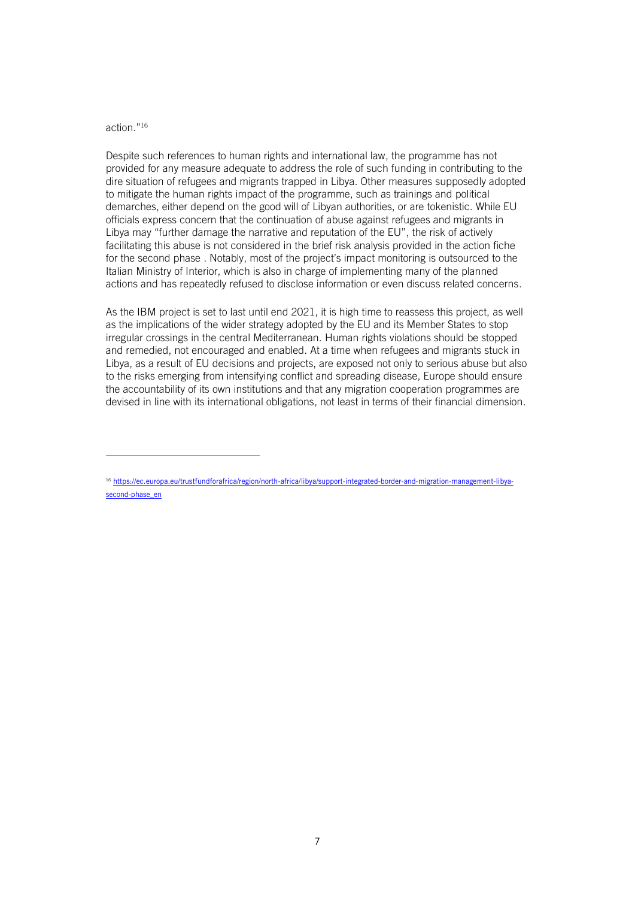action."[16]

Despite such references to human rights and international law, the programme has not provided for any measure adequate to address the role of such funding in contributing to the dire situation of refugees and migrants trapped in Libya. Other measures supposedly adopted to mitigate the human rights impact of the programme, such as trainings and political demarches, either depend on the good will of Libyan authorities, or are tokenistic. While EU officials express concern that the continuation of abuse against refugees and migrants in Libya may "further damage the narrative and reputation of the EU", the risk of actively facilitating this abuse is not considered in the brief risk analysis provided in the action fiche for the second phase . Notably, most of the project's impact monitoring is outsourced to the Italian Ministry of Interior, which is also in charge of implementing many of the planned actions and has repeatedly refused to disclose information or even discuss related concerns.

As the IBM project is set to last until end 2021, it is high time to reassess this project, as well as the implications of the wider strategy adopted by the EU and its Member States to stop irregular crossings in the central Mediterranean. Human rights violations should be stopped and remedied, not encouraged and enabled. At a time when refugees and migrants stuck in Libya, as a result of EU decisions and projects, are exposed not only to serious abuse but also to the risks emerging from intensifying conflict and spreading disease, Europe should ensure the accountability of its own institutions and that any migration cooperation programmes are devised in line with its international obligations, not least in terms of their financial dimension.

---

[16] https://ec.europa.eu/trustfundforafrica/region/north-africa/libya/support-integrated-border-and-migration-management-libya-second-phase_en